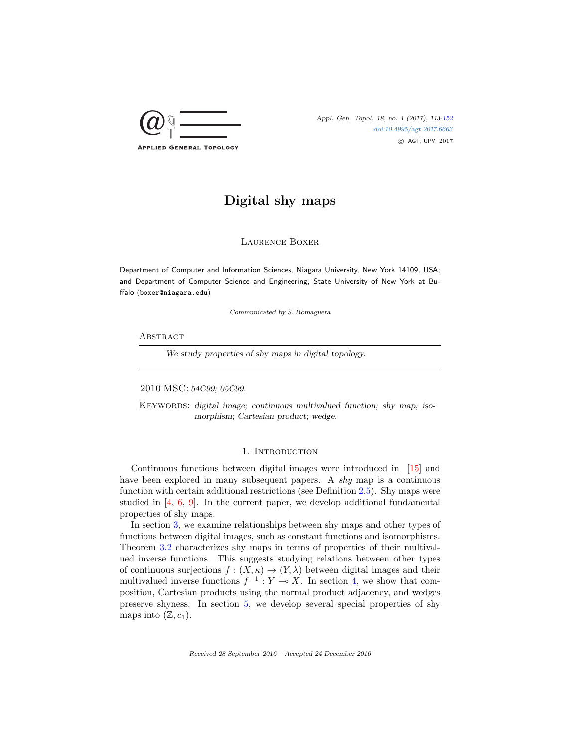# Digital shy maps

Laurence Boxer

Department of Computer and Information Sciences, Niagara University, New York 14109, USA; and Department of Computer Science and Engineering, State University of New York at Buffalo (boxer@niagara.edu)

*Communicated by S. Romaguera*

## Abstract

*We study properties of shy maps in digital topology.*

2010 MSC: *54C99; 05C99.*

Keywords: *digital image; continuous multivalued function; shy map; isomorphism; Cartesian product; wedge.*

## 1. Introduction

Continuous functions between digital images were introduced in [15] and have been explored in many subsequent papers. A *shy* map is a continuous function with certain additional restrictions (see Definition 2.5). Shy maps were studied in [4, 6, 9]. In the current paper, we develop additional fundamental properties of shy maps.

In section 3, we examine relationships between shy maps and other types of functions between digital images, such as constant functions and isomorphisms. Theorem 3.2 characterizes shy maps in terms of properties of their multivalued inverse functions. This suggests studying relations between other types of continuous surjections $f : (X, \kappa) \to (Y, \lambda)$ between digital images and their multivalued inverse functions $f^{-1} : Y \multimap X$. In section 4, we show that composition, Cartesian products using the normal product adjacency, and wedges preserve shyness. In section 5, we develop several special properties of shy maps into $(\mathbb{Z}, c_1)$.

Received 28 September 2016 – Accepted 24 December 2016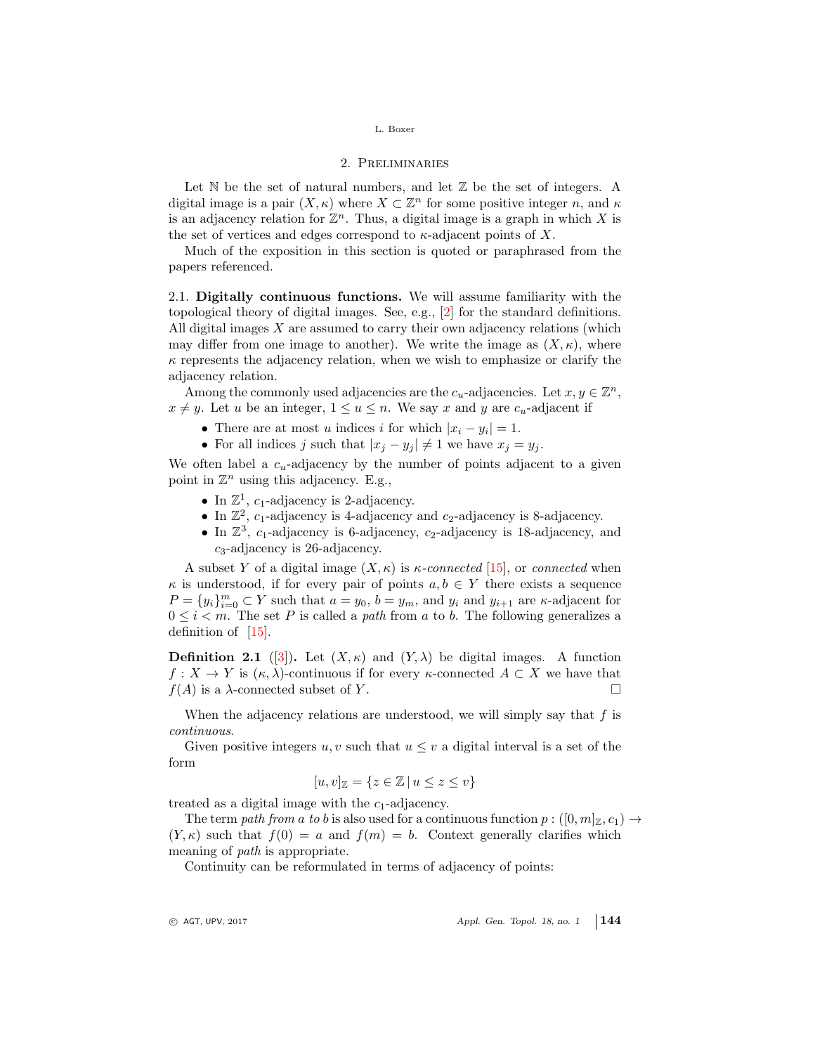## 2. Preliminaries

Let $\mathbb{N}$ be the set of natural numbers, and let $\mathbb{Z}$ be the set of integers. A digital image is a pair $(X, \kappa)$ where $X \subset \mathbb{Z}^n$ for some positive integer $n$, and $\kappa$ is an adjacency relation for $\mathbb{Z}^n$. Thus, a digital image is a graph in which $X$ is the set of vertices and edges correspond to $\kappa$-adjacent points of $X$.

Much of the exposition in this section is quoted or paraphrased from the papers referenced.

2.1. **Digitally continuous functions.** We will assume familiarity with the topological theory of digital images. See, e.g., [2] for the standard definitions. All digital images $X$ are assumed to carry their own adjacency relations (which may differ from one image to another). We write the image as $(X, \kappa)$, where $\kappa$ represents the adjacency relation, when we wish to emphasize or clarify the adjacency relation.

Among the commonly used adjacencies are the $c_u$-adjacencies. Let $x, y \in \mathbb{Z}^n$, $x \neq y$. Let $u$ be an integer, $1 \leq u \leq n$. We say $x$ and $y$ are $c_u$-adjacent if

- There are at most $u$ indices $i$ for which $|x_i - y_i| = 1$.
- For all indices $j$ such that $|x_j - y_j| \neq 1$ we have $x_j = y_j$.

We often label a $c_u$-adjacency by the number of points adjacent to a given point in $\mathbb{Z}^n$ using this adjacency. E.g.,

- In $\mathbb{Z}^1$, $c_1$-adjacency is 2-adjacency.
- In $\mathbb{Z}^2$, $c_1$-adjacency is 4-adjacency and $c_2$-adjacency is 8-adjacency.
- In $\mathbb{Z}^3$, $c_1$-adjacency is 6-adjacency, $c_2$-adjacency is 18-adjacency, and $c_3$-adjacency is 26-adjacency.

A subset $Y$ of a digital image $(X, \kappa)$ is *$\kappa$-connected* [15], or *connected* when $\kappa$ is understood, if for every pair of points $a, b \in Y$ there exists a sequence $P = \{y_i\}_{i=0}^m \subset Y$ such that $a = y_0$, $b = y_m$, and $y_i$ and $y_{i+1}$ are $\kappa$-adjacent for $0 \leq i < m$. The set $P$ is called a *path* from $a$ to $b$. The following generalizes a definition of [15].

**Definition 2.1** ([3])**.** Let $(X, \kappa)$ and $(Y, \lambda)$ be digital images. A function $f : X \to Y$ is $(\kappa, \lambda)$-continuous if for every $\kappa$-connected $A \subset X$ we have that $f(A)$ is a $\lambda$-connected subset of $Y$. □

When the adjacency relations are understood, we will simply say that $f$ is *continuous*.

Given positive integers $u, v$ such that $u \leq v$ a digital interval is a set of the form

$$[u, v]_{\mathbb{Z}} = \{z \in \mathbb{Z} \mid u \leq z \leq v\}$$

treated as a digital image with the $c_1$-adjacency.

The term *path from a to b* is also used for a continuous function $p : ([0, m]_{\mathbb{Z}}, c_1) \to (Y, \kappa)$ such that $f(0) = a$ and $f(m) = b$. Context generally clarifies which meaning of *path* is appropriate.

Continuity can be reformulated in terms of adjacency of points: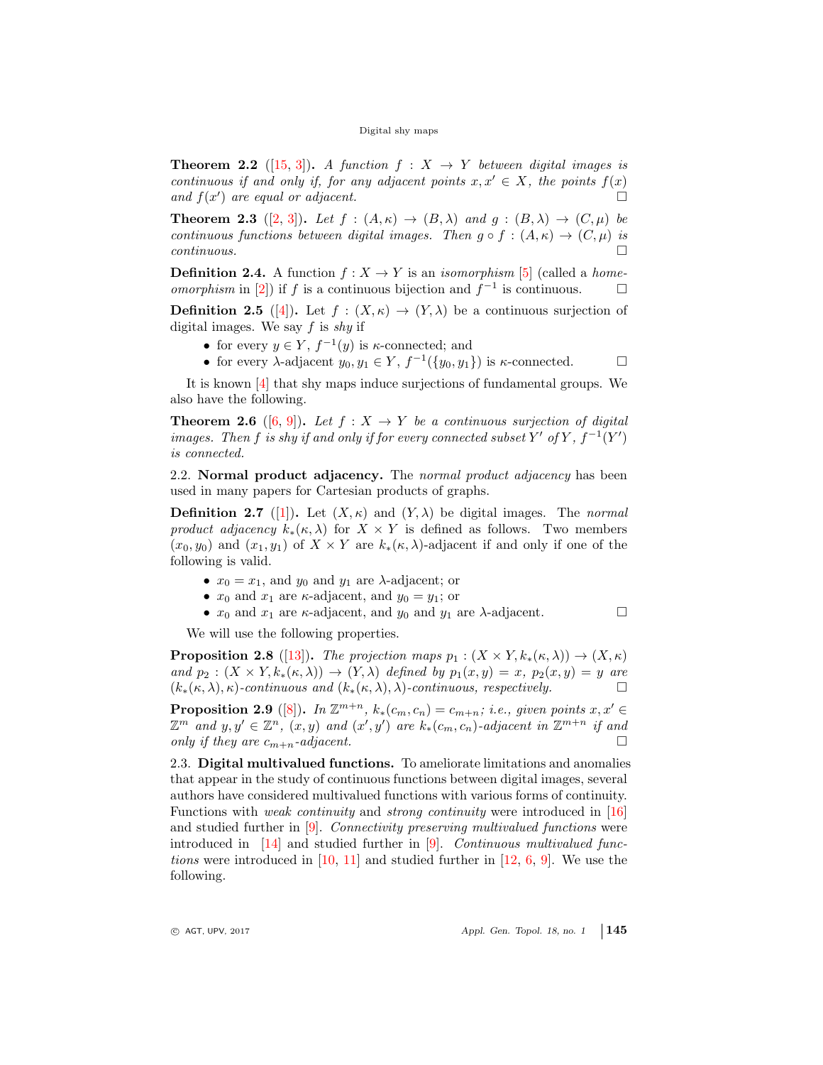**Theorem 2.2** ([15, 3]). *A function $f : X \to Y$ between digital images is continuous if and only if, for any adjacent points $x, x' \in X$, the points $f(x)$ and $f(x')$ are equal or adjacent.* □

**Theorem 2.3** ([2, 3]). *Let $f : (A, \kappa) \to (B, \lambda)$ and $g : (B, \lambda) \to (C, \mu)$ be continuous functions between digital images. Then $g \circ f : (A, \kappa) \to (C, \mu)$ is continuous.* □

**Definition 2.4.** A function $f : X \to Y$ is an *isomorphism* [5] (called a *homeomorphism* in [2]) if $f$ is a continuous bijection and $f^{-1}$ is continuous. □

**Definition 2.5** ([4]). Let $f : (X, \kappa) \to (Y, \lambda)$ be a continuous surjection of digital images. We say $f$ is *shy* if

- for every $y \in Y$, $f^{-1}(y)$ is $\kappa$-connected; and
- for every $\lambda$-adjacent $y_0, y_1 \in Y$, $f^{-1}(\{y_0, y_1\})$ is $\kappa$-connected. □

It is known [4] that shy maps induce surjections of fundamental groups. We also have the following.

**Theorem 2.6** ([6, 9]). *Let $f : X \to Y$ be a continuous surjection of digital images. Then $f$ is shy if and only if for every connected subset $Y'$ of $Y$, $f^{-1}(Y')$ is connected.*

2.2. **Normal product adjacency.** The *normal product adjacency* has been used in many papers for Cartesian products of graphs.

**Definition 2.7** ([1]). Let $(X, \kappa)$ and $(Y, \lambda)$ be digital images. The *normal product adjacency* $k_*(\kappa, \lambda)$ for $X \times Y$ is defined as follows. Two members $(x_0, y_0)$ and $(x_1, y_1)$ of $X \times Y$ are $k_*(\kappa, \lambda)$-adjacent if and only if one of the following is valid.

- $x_0 = x_1$, and $y_0$ and $y_1$ are $\lambda$-adjacent; or
- $x_0$ and $x_1$ are $\kappa$-adjacent, and $y_0 = y_1$; or
- $x_0$ and $x_1$ are $\kappa$-adjacent, and $y_0$ and $y_1$ are $\lambda$-adjacent. □

We will use the following properties.

**Proposition 2.8** ([13]). *The projection maps $p_1 : (X \times Y, k_*(\kappa, \lambda)) \to (X, \kappa)$ and $p_2 : (X \times Y, k_*(\kappa, \lambda)) \to (Y, \lambda)$ defined by $p_1(x, y) = x$, $p_2(x, y) = y$ are $(k_*(\kappa, \lambda), \kappa)$-continuous and $(k_*(\kappa, \lambda), \lambda)$-continuous, respectively.* □

**Proposition 2.9** ([8]). *In $\mathbb{Z}^{m+n}$, $k_*(c_m, c_n) = c_{m+n}$; i.e., given points $x, x' \in \mathbb{Z}^m$ and $y, y' \in \mathbb{Z}^n$, $(x, y)$ and $(x', y')$ are $k_*(c_m, c_n)$-adjacent in $\mathbb{Z}^{m+n}$ if and only if they are $c_{m+n}$-adjacent.* □

2.3. **Digital multivalued functions.** To ameliorate limitations and anomalies that appear in the study of continuous functions between digital images, several authors have considered multivalued functions with various forms of continuity. Functions with *weak continuity* and *strong continuity* were introduced in [16] and studied further in [9]. *Connectivity preserving multivalued functions* were introduced in [14] and studied further in [9]. *Continuous multivalued functions* were introduced in [10, 11] and studied further in [12, 6, 9]. We use the following.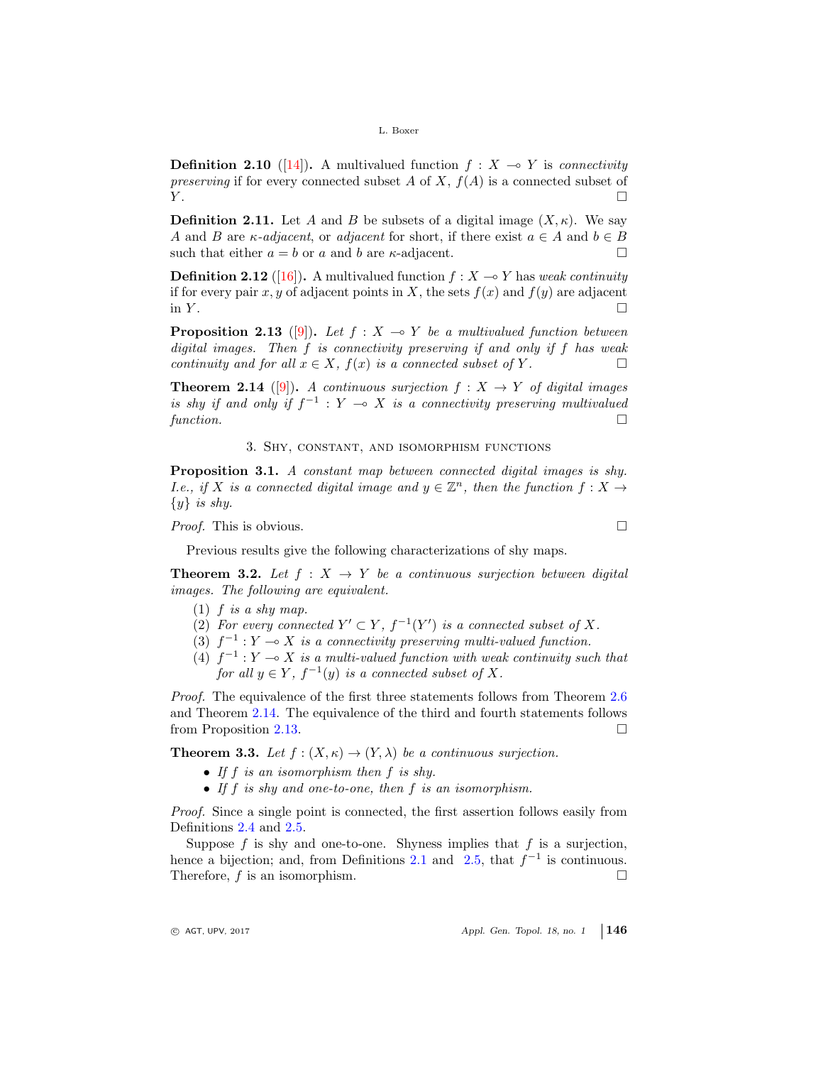**Definition 2.10** ([14])**.** A multivalued function $f : X \multimap Y$ is *connectivity preserving* if for every connected subset $A$ of $X$, $f(A)$ is a connected subset of $Y$. $\square$

**Definition 2.11.** Let $A$ and $B$ be subsets of a digital image $(X, \kappa)$. We say $A$ and $B$ are *$\kappa$-adjacent*, or *adjacent* for short, if there exist $a \in A$ and $b \in B$ such that either $a = b$ or $a$ and $b$ are $\kappa$-adjacent. $\square$

**Definition 2.12** ([16])**.** A multivalued function $f : X \multimap Y$ has *weak continuity* if for every pair $x, y$ of adjacent points in $X$, the sets $f(x)$ and $f(y)$ are adjacent in $Y$. $\square$

**Proposition 2.13** ([9])**.** *Let $f : X \multimap Y$ be a multivalued function between digital images. Then $f$ is connectivity preserving if and only if $f$ has weak continuity and for all $x \in X$, $f(x)$ is a connected subset of $Y$.* $\square$

**Theorem 2.14** ([9])**.** *A continuous surjection $f : X \to Y$ of digital images is shy if and only if $f^{-1} : Y \multimap X$ is a connectivity preserving multivalued function.* $\square$

## 3. Shy, constant, and isomorphism functions

**Proposition 3.1.** *A constant map between connected digital images is shy. I.e., if $X$ is a connected digital image and $y \in \mathbb{Z}^n$, then the function $f : X \to \{y\}$ is shy.*

*Proof.* This is obvious. $\square$

Previous results give the following characterizations of shy maps.

**Theorem 3.2.** *Let $f : X \to Y$ be a continuous surjection between digital images. The following are equivalent.*

1. *$f$ is a shy map.*
2. *For every connected $Y' \subset Y$, $f^{-1}(Y')$ is a connected subset of $X$.*
3. *$f^{-1} : Y \multimap X$ is a connectivity preserving multi-valued function.*
4. *$f^{-1} : Y \multimap X$ is a multi-valued function with weak continuity such that for all $y \in Y$, $f^{-1}(y)$ is a connected subset of $X$.*

*Proof.* The equivalence of the first three statements follows from Theorem 2.6 and Theorem 2.14. The equivalence of the third and fourth statements follows from Proposition 2.13. $\square$

**Theorem 3.3.** *Let $f : (X, \kappa) \to (Y, \lambda)$ be a continuous surjection.*

- *If $f$ is an isomorphism then $f$ is shy.*
- *If $f$ is shy and one-to-one, then $f$ is an isomorphism.*

*Proof.* Since a single point is connected, the first assertion follows easily from Definitions 2.4 and 2.5.

Suppose $f$ is shy and one-to-one. Shyness implies that $f$ is a surjection, hence a bijection; and, from Definitions 2.1 and 2.5, that $f^{-1}$ is continuous. Therefore, $f$ is an isomorphism. $\square$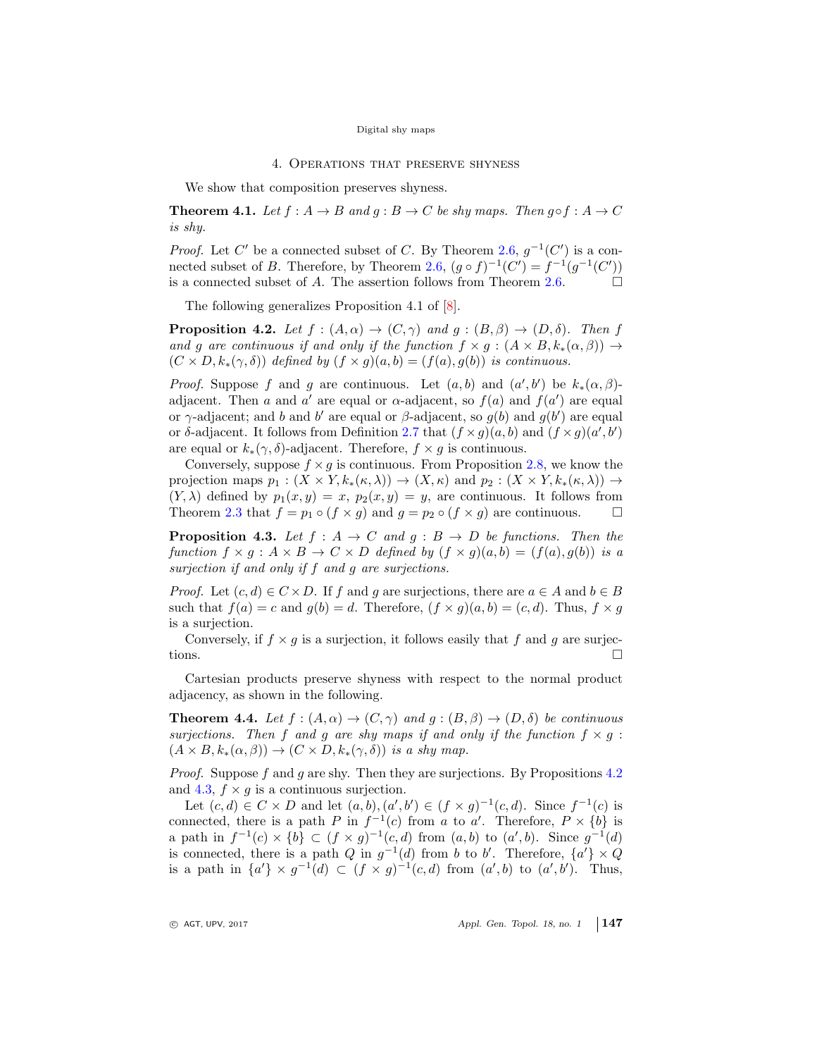## 4. Operations that preserve shyness

We show that composition preserves shyness.

**Theorem 4.1.** *Let $f : A \to B$ and $g : B \to C$ be shy maps. Then $g \circ f : A \to C$ is shy.*

*Proof.* Let $C'$ be a connected subset of $C$. By Theorem 2.6, $g^{-1}(C')$ is a connected subset of $B$. Therefore, by Theorem 2.6, $(g \circ f)^{-1}(C') = f^{-1}(g^{-1}(C'))$ is a connected subset of $A$. The assertion follows from Theorem 2.6. □

The following generalizes Proposition 4.1 of [8].

**Proposition 4.2.** *Let $f : (A, \alpha) \to (C, \gamma)$ and $g : (B, \beta) \to (D, \delta)$. Then $f$ and $g$ are continuous if and only if the function $f \times g : (A \times B, k_*(\alpha, \beta)) \to (C \times D, k_*(\gamma, \delta))$ defined by $(f \times g)(a, b) = (f(a), g(b))$ is continuous.*

*Proof.* Suppose $f$ and $g$ are continuous. Let $(a, b)$ and $(a', b')$ be $k_*(\alpha, \beta)$-adjacent. Then $a$ and $a'$ are equal or $\alpha$-adjacent, so $f(a)$ and $f(a')$ are equal or $\gamma$-adjacent; and $b$ and $b'$ are equal or $\beta$-adjacent, so $g(b)$ and $g(b')$ are equal or $\delta$-adjacent. It follows from Definition 2.7 that $(f \times g)(a, b)$ and $(f \times g)(a', b')$ are equal or $k_*(\gamma, \delta)$-adjacent. Therefore, $f \times g$ is continuous.

Conversely, suppose $f \times g$ is continuous. From Proposition 2.8, we know the projection maps $p_1 : (X \times Y, k_*(\kappa, \lambda)) \to (X, \kappa)$ and $p_2 : (X \times Y, k_*(\kappa, \lambda)) \to (Y, \lambda)$ defined by $p_1(x, y) = x$, $p_2(x, y) = y$, are continuous. It follows from Theorem 2.3 that $f = p_1 \circ (f \times g)$ and $g = p_2 \circ (f \times g)$ are continuous. □

**Proposition 4.3.** *Let $f : A \to C$ and $g : B \to D$ be functions. Then the function $f \times g : A \times B \to C \times D$ defined by $(f \times g)(a, b) = (f(a), g(b))$ is a surjection if and only if $f$ and $g$ are surjections.*

*Proof.* Let $(c, d) \in C \times D$. If $f$ and $g$ are surjections, there are $a \in A$ and $b \in B$ such that $f(a) = c$ and $g(b) = d$. Therefore, $(f \times g)(a, b) = (c, d)$. Thus, $f \times g$ is a surjection.

Conversely, if $f \times g$ is a surjection, it follows easily that $f$ and $g$ are surjections. □

Cartesian products preserve shyness with respect to the normal product adjacency, as shown in the following.

**Theorem 4.4.** *Let $f : (A, \alpha) \to (C, \gamma)$ and $g : (B, \beta) \to (D, \delta)$ be continuous surjections. Then $f$ and $g$ are shy maps if and only if the function $f \times g : (A \times B, k_*(\alpha, \beta)) \to (C \times D, k_*(\gamma, \delta))$ is a shy map.*

*Proof.* Suppose $f$ and $g$ are shy. Then they are surjections. By Propositions 4.2 and 4.3, $f \times g$ is a continuous surjection.

Let $(c, d) \in C \times D$ and let $(a, b), (a', b') \in (f \times g)^{-1}(c, d)$. Since $f^{-1}(c)$ is connected, there is a path $P$ in $f^{-1}(c)$ from $a$ to $a'$. Therefore, $P \times \{b\}$ is a path in $f^{-1}(c) \times \{b\} \subset (f \times g)^{-1}(c, d)$ from $(a, b)$ to $(a', b)$. Since $g^{-1}(d)$ is connected, there is a path $Q$ in $g^{-1}(d)$ from $b$ to $b'$. Therefore, $\{a'\} \times Q$ is a path in $\{a'\} \times g^{-1}(d) \subset (f \times g)^{-1}(c, d)$ from $(a', b)$ to $(a', b')$. Thus,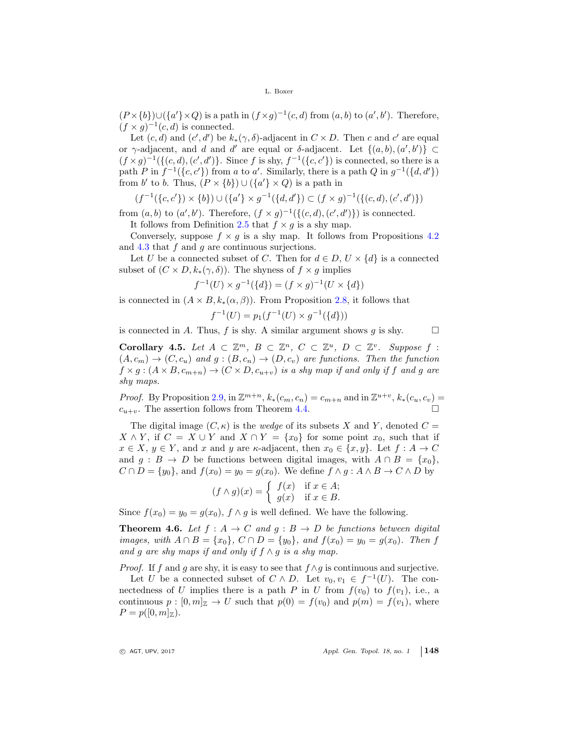$(P \times \{b\}) \cup (\{a'\} \times Q)$ is a path in $(f \times g)^{-1}(c,d)$ from $(a,b)$ to $(a',b')$. Therefore, $(f \times g)^{-1}(c,d)$ is connected.

Let $(c,d)$ and $(c',d')$ be $k_*(\gamma,\delta)$-adjacent in $C \times D$. Then $c$ and $c'$ are equal or $\gamma$-adjacent, and $d$ and $d'$ are equal or $\delta$-adjacent. Let $\{(a,b),(a',b')\} \subset (f \times g)^{-1}(\{(c,d),(c',d')\}$. Since $f$ is shy, $f^{-1}(\{c,c'\})$ is connected, so there is a path $P$ in $f^{-1}(\{c,c'\})$ from $a$ to $a'$. Similarly, there is a path $Q$ in $g^{-1}(\{d,d'\})$ from $b'$ to $b$. Thus, $(P \times \{b\}) \cup (\{a'\} \times Q)$ is a path in

$$(f^{-1}(\{c,c'\}) \times \{b\}) \cup (\{a'\} \times g^{-1}(\{d,d'\}) \subset (f \times g)^{-1}(\{(c,d),(c',d')\})$$

from $(a,b)$ to $(a',b')$. Therefore, $(f \times g)^{-1}(\{(c,d),(c',d')\})$ is connected.

It follows from Definition 2.5 that $f \times g$ is a shy map.

Conversely, suppose $f \times g$ is a shy map. It follows from Propositions 4.2 and 4.3 that $f$ and $g$ are continuous surjections.

Let $U$ be a connected subset of $C$. Then for $d \in D$, $U \times \{d\}$ is a connected subset of $(C \times D, k_*(\gamma,\delta))$. The shyness of $f \times g$ implies

$$f^{-1}(U) \times g^{-1}(\{d\}) = (f \times g)^{-1}(U \times \{d\})$$

is connected in $(A \times B, k_*(\alpha,\beta))$. From Proposition 2.8, it follows that

$$f^{-1}(U) = p_1(f^{-1}(U) \times g^{-1}(\{d\}))$$

is connected in $A$. Thus, $f$ is shy. A similar argument shows $g$ is shy. $\square$

**Corollary 4.5.** *Let $A \subset \mathbb{Z}^m$, $B \subset \mathbb{Z}^n$, $C \subset \mathbb{Z}^u$, $D \subset \mathbb{Z}^v$. Suppose $f : (A, c_m) \to (C, c_u)$ and $g : (B, c_n) \to (D, c_v)$ are functions. Then the function $f \times g : (A \times B, c_{m+n}) \to (C \times D, c_{u+v})$ is a shy map if and only if $f$ and $g$ are shy maps.*

*Proof.* By Proposition 2.9, in $\mathbb{Z}^{m+n}$, $k_*(c_m, c_n) = c_{m+n}$ and in $\mathbb{Z}^{u+v}$, $k_*(c_u, c_v) = c_{u+v}$. The assertion follows from Theorem 4.4. $\square$

The digital image $(C, \kappa)$ is the *wedge* of its subsets $X$ and $Y$, denoted $C = X \wedge Y$, if $C = X \cup Y$ and $X \cap Y = \{x_0\}$ for some point $x_0$, such that if $x \in X$, $y \in Y$, and $x$ and $y$ are $\kappa$-adjacent, then $x_0 \in \{x, y\}$. Let $f : A \to C$ and $g : B \to D$ be functions between digital images, with $A \cap B = \{x_0\}$, $C \cap D = \{y_0\}$, and $f(x_0) = y_0 = g(x_0)$. We define $f \wedge g : A \wedge B \to C \wedge D$ by

$$(f \wedge g)(x) = \begin{cases} f(x) & \text{if } x \in A; \\ g(x) & \text{if } x \in B. \end{cases}$$

Since $f(x_0) = y_0 = g(x_0)$, $f \wedge g$ is well defined. We have the following.

**Theorem 4.6.** *Let $f : A \to C$ and $g : B \to D$ be functions between digital images, with $A \cap B = \{x_0\}$, $C \cap D = \{y_0\}$, and $f(x_0) = y_0 = g(x_0)$. Then $f$ and $g$ are shy maps if and only if $f \wedge g$ is a shy map.*

*Proof.* If $f$ and $g$ are shy, it is easy to see that $f \wedge g$ is continuous and surjective.

Let $U$ be a connected subset of $C \wedge D$. Let $v_0, v_1 \in f^{-1}(U)$. The connectedness of $U$ implies there is a path $P$ in $U$ from $f(v_0)$ to $f(v_1)$, i.e., a continuous $p : [0,m]_{\mathbb{Z}} \to U$ such that $p(0) = f(v_0)$ and $p(m) = f(v_1)$, where $P = p([0,m]_{\mathbb{Z}})$.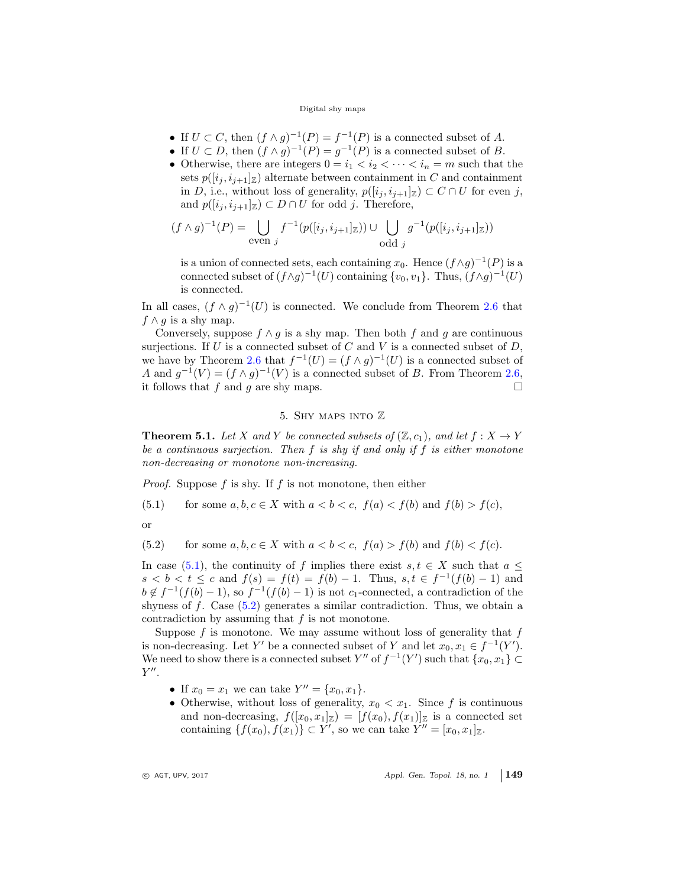- If $U \subset C$, then $(f \wedge g)^{-1}(P) = f^{-1}(P)$ is a connected subset of $A$.
- If $U \subset D$, then $(f \wedge g)^{-1}(P) = g^{-1}(P)$ is a connected subset of $B$.
- Otherwise, there are integers $0 = i_1 < i_2 < \cdots < i_n = m$ such that the sets $p([i_j, i_{j+1}]_{\mathbb{Z}})$ alternate between containment in $C$ and containment in $D$, i.e., without loss of generality, $p([i_j, i_{j+1}]_{\mathbb{Z}}) \subset C \cap U$ for even $j$, and $p([i_j, i_{j+1}]_{\mathbb{Z}}) \subset D \cap U$ for odd $j$. Therefore,

$$(f \wedge g)^{-1}(P) = \bigcup_{\text{even } j} f^{-1}(p([i_j, i_{j+1}]_{\mathbb{Z}})) \cup \bigcup_{\text{odd } j} g^{-1}(p([i_j, i_{j+1}]_{\mathbb{Z}}))$$

  is a union of connected sets, each containing $x_0$. Hence $(f \wedge g)^{-1}(P)$ is a connected subset of $(f \wedge g)^{-1}(U)$ containing $\{v_0, v_1\}$. Thus, $(f \wedge g)^{-1}(U)$ is connected.

In all cases, $(f \wedge g)^{-1}(U)$ is connected. We conclude from Theorem 2.6 that $f \wedge g$ is a shy map.

Conversely, suppose $f \wedge g$ is a shy map. Then both $f$ and $g$ are continuous surjections. If $U$ is a connected subset of $C$ and $V$ is a connected subset of $D$, we have by Theorem 2.6 that $f^{-1}(U) = (f \wedge g)^{-1}(U)$ is a connected subset of $A$ and $g^{-1}(V) = (f \wedge g)^{-1}(V)$ is a connected subset of $B$. From Theorem 2.6, it follows that $f$ and $g$ are shy maps. $\square$

## 5. Shy maps into $\mathbb{Z}$

**Theorem 5.1.** *Let $X$ and $Y$ be connected subsets of $(\mathbb{Z}, c_1)$, and let $f : X \to Y$ be a continuous surjection. Then $f$ is shy if and only if $f$ is either monotone non-decreasing or monotone non-increasing.*

*Proof.* Suppose $f$ is shy. If $f$ is not monotone, then either

$$\text{(5.1)} \qquad \text{for some } a, b, c \in X \text{ with } a < b < c,\ f(a) < f(b) \text{ and } f(b) > f(c),$$

or

$$\text{(5.2)} \qquad \text{for some } a, b, c \in X \text{ with } a < b < c,\ f(a) > f(b) \text{ and } f(b) < f(c).$$

In case (5.1), the continuity of $f$ implies there exist $s, t \in X$ such that $a \leq s < b < t \leq c$ and $f(s) = f(t) = f(b) - 1$. Thus, $s, t \in f^{-1}(f(b) - 1)$ and $b \notin f^{-1}(f(b) - 1)$, so $f^{-1}(f(b) - 1)$ is not $c_1$-connected, a contradiction of the shyness of $f$. Case (5.2) generates a similar contradiction. Thus, we obtain a contradiction by assuming that $f$ is not monotone.

Suppose $f$ is monotone. We may assume without loss of generality that $f$ is non-decreasing. Let $Y'$ be a connected subset of $Y$ and let $x_0, x_1 \in f^{-1}(Y')$. We need to show there is a connected subset $Y''$ of $f^{-1}(Y')$ such that $\{x_0, x_1\} \subset Y''$.

- If $x_0 = x_1$ we can take $Y'' = \{x_0, x_1\}$.
- Otherwise, without loss of generality, $x_0 < x_1$. Since $f$ is continuous and non-decreasing, $f([x_0, x_1]_{\mathbb{Z}}) = [f(x_0), f(x_1)]_{\mathbb{Z}}$ is a connected set containing $\{f(x_0), f(x_1)\} \subset Y'$, so we can take $Y'' = [x_0, x_1]_{\mathbb{Z}}$.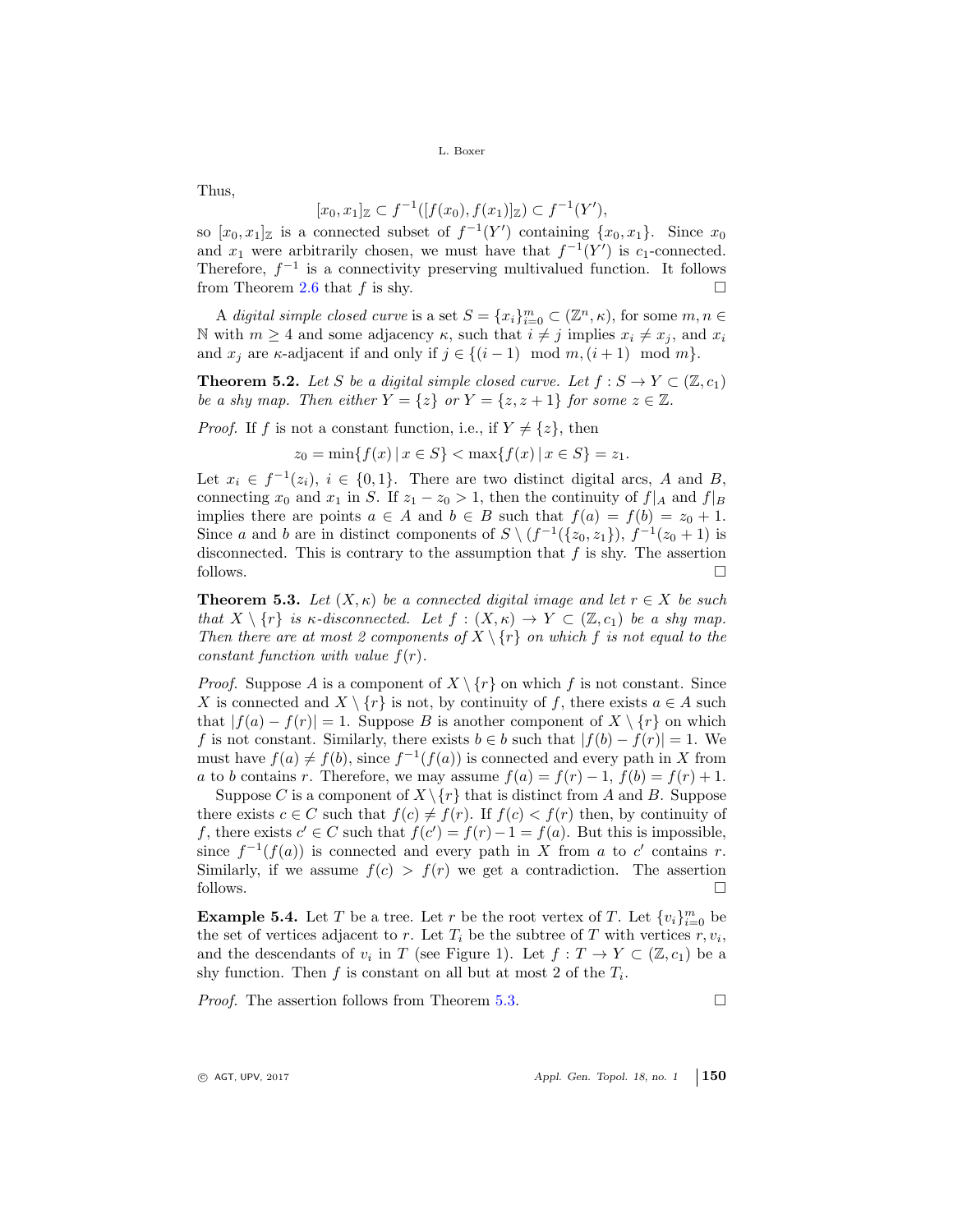Thus,

$$[x_0, x_1]_{\mathbb{Z}} \subset f^{-1}([f(x_0), f(x_1)]_{\mathbb{Z}}) \subset f^{-1}(Y'),$$

so $[x_0, x_1]_{\mathbb{Z}}$ is a connected subset of $f^{-1}(Y')$ containing $\{x_0, x_1\}$. Since $x_0$ and $x_1$ were arbitrarily chosen, we must have that $f^{-1}(Y')$ is $c_1$-connected. Therefore, $f^{-1}$ is a connectivity preserving multivalued function. It follows from Theorem 2.6 that $f$ is shy. □

A *digital simple closed curve* is a set $S = \{x_i\}_{i=0}^m \subset (\mathbb{Z}^n, \kappa)$, for some $m, n \in \mathbb{N}$ with $m \geq 4$ and some adjacency $\kappa$, such that $i \neq j$ implies $x_i \neq x_j$, and $x_i$ and $x_j$ are $\kappa$-adjacent if and only if $j \in \{(i-1) \mod m, (i+1) \mod m\}$.

**Theorem 5.2.** *Let $S$ be a digital simple closed curve. Let $f : S \to Y \subset (\mathbb{Z}, c_1)$ be a shy map. Then either $Y = \{z\}$ or $Y = \{z, z+1\}$ for some $z \in \mathbb{Z}$.*

*Proof.* If $f$ is not a constant function, i.e., if $Y \neq \{z\}$, then

$$z_0 = \min\{f(x) \mid x \in S\} < \max\{f(x) \mid x \in S\} = z_1.$$

Let $x_i \in f^{-1}(z_i)$, $i \in \{0, 1\}$. There are two distinct digital arcs, $A$ and $B$, connecting $x_0$ and $x_1$ in $S$. If $z_1 - z_0 > 1$, then the continuity of $f|_A$ and $f|_B$ implies there are points $a \in A$ and $b \in B$ such that $f(a) = f(b) = z_0 + 1$. Since $a$ and $b$ are in distinct components of $S \setminus (f^{-1}(\{z_0, z_1\})$, $f^{-1}(z_0 + 1)$ is disconnected. This is contrary to the assumption that $f$ is shy. The assertion follows. □

**Theorem 5.3.** *Let $(X, \kappa)$ be a connected digital image and let $r \in X$ be such that $X \setminus \{r\}$ is $\kappa$-disconnected. Let $f : (X, \kappa) \to Y \subset (\mathbb{Z}, c_1)$ be a shy map. Then there are at most 2 components of $X \setminus \{r\}$ on which $f$ is not equal to the constant function with value $f(r)$.*

*Proof.* Suppose $A$ is a component of $X \setminus \{r\}$ on which $f$ is not constant. Since $X$ is connected and $X \setminus \{r\}$ is not, by continuity of $f$, there exists $a \in A$ such that $|f(a) - f(r)| = 1$. Suppose $B$ is another component of $X \setminus \{r\}$ on which $f$ is not constant. Similarly, there exists $b \in b$ such that $|f(b) - f(r)| = 1$. We must have $f(a) \neq f(b)$, since $f^{-1}(f(a))$ is connected and every path in $X$ from $a$ to $b$ contains $r$. Therefore, we may assume $f(a) = f(r) - 1$, $f(b) = f(r) + 1$.

Suppose $C$ is a component of $X \setminus \{r\}$ that is distinct from $A$ and $B$. Suppose there exists $c \in C$ such that $f(c) \neq f(r)$. If $f(c) < f(r)$ then, by continuity of $f$, there exists $c' \in C$ such that $f(c') = f(r) - 1 = f(a)$. But this is impossible, since $f^{-1}(f(a))$ is connected and every path in $X$ from $a$ to $c'$ contains $r$. Similarly, if we assume $f(c) > f(r)$ we get a contradiction. The assertion follows. □

**Example 5.4.** Let $T$ be a tree. Let $r$ be the root vertex of $T$. Let $\{v_i\}_{i=0}^m$ be the set of vertices adjacent to $r$. Let $T_i$ be the subtree of $T$ with vertices $r, v_i$, and the descendants of $v_i$ in $T$ (see Figure 1). Let $f : T \to Y \subset (\mathbb{Z}, c_1)$ be a shy function. Then $f$ is constant on all but at most 2 of the $T_i$.

*Proof.* The assertion follows from Theorem 5.3. □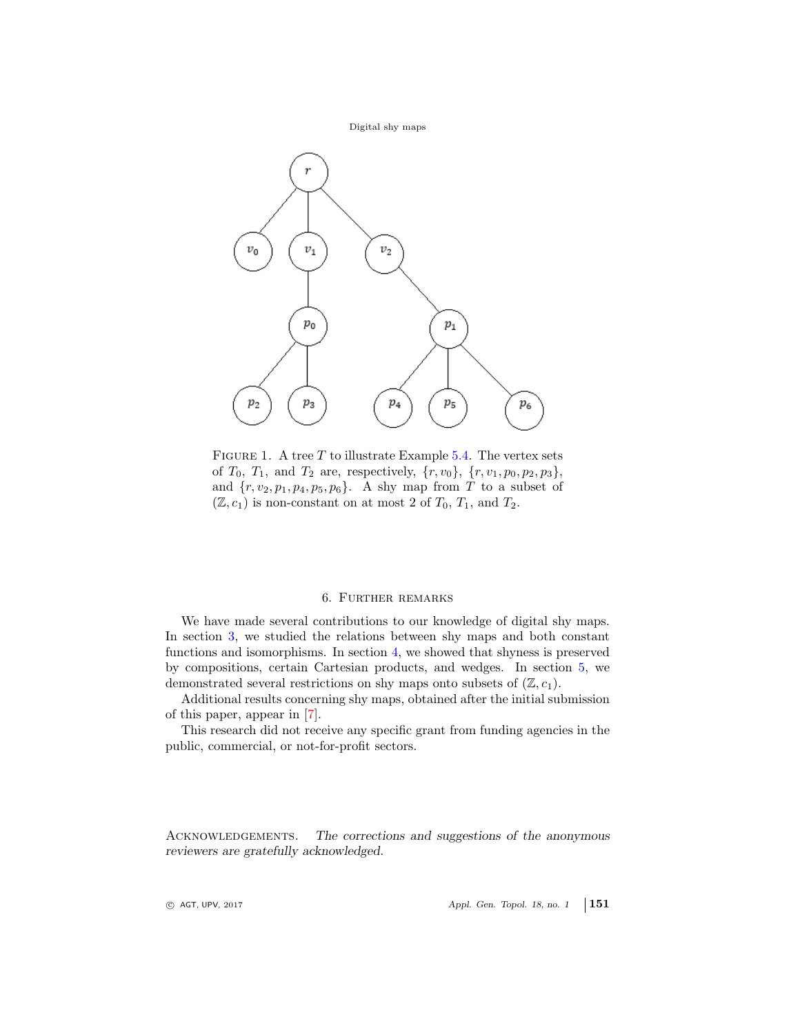FIGURE 1. A tree $T$ to illustrate Example 5.4. The vertex sets of $T_0$, $T_1$, and $T_2$ are, respectively, $\{r, v_0\}$, $\{r, v_1, p_0, p_2, p_3\}$, and $\{r, v_2, p_1, p_4, p_5, p_6\}$. A shy map from $T$ to a subset of $(\mathbb{Z}, c_1)$ is non-constant on at most 2 of $T_0$, $T_1$, and $T_2$.

## 6. Further remarks

We have made several contributions to our knowledge of digital shy maps. In section 3, we studied the relations between shy maps and both constant functions and isomorphisms. In section 4, we showed that shyness is preserved by compositions, certain Cartesian products, and wedges. In section 5, we demonstrated several restrictions on shy maps onto subsets of $(\mathbb{Z}, c_1)$.

Additional results concerning shy maps, obtained after the initial submission of this paper, appear in [7].

This research did not receive any specific grant from funding agencies in the public, commercial, or not-for-profit sectors.

ACKNOWLEDGEMENTS. *The corrections and suggestions of the anonymous reviewers are gratefully acknowledged.*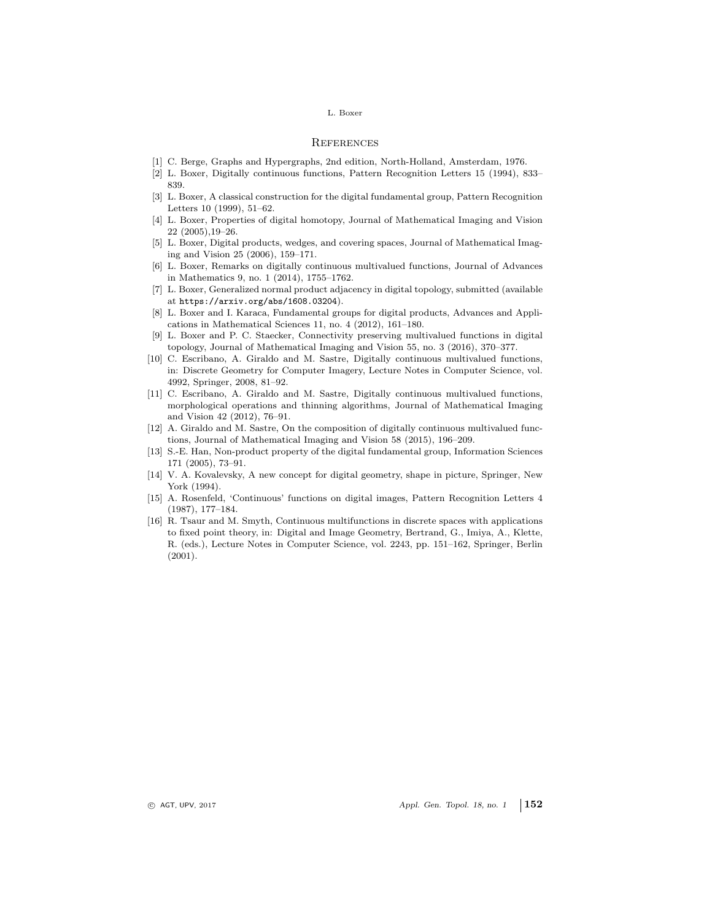## References

[1] C. Berge, Graphs and Hypergraphs, 2nd edition, North-Holland, Amsterdam, 1976.

[2] L. Boxer, Digitally continuous functions, Pattern Recognition Letters 15 (1994), 833–839.

[3] L. Boxer, A classical construction for the digital fundamental group, Pattern Recognition Letters 10 (1999), 51–62.

[4] L. Boxer, Properties of digital homotopy, Journal of Mathematical Imaging and Vision 22 (2005),19–26.

[5] L. Boxer, Digital products, wedges, and covering spaces, Journal of Mathematical Imaging and Vision 25 (2006), 159–171.

[6] L. Boxer, Remarks on digitally continuous multivalued functions, Journal of Advances in Mathematics 9, no. 1 (2014), 1755–1762.

[7] L. Boxer, Generalized normal product adjacency in digital topology, submitted (available at `https://arxiv.org/abs/1608.03204`).

[8] L. Boxer and I. Karaca, Fundamental groups for digital products, Advances and Applications in Mathematical Sciences 11, no. 4 (2012), 161–180.

[9] L. Boxer and P. C. Staecker, Connectivity preserving multivalued functions in digital topology, Journal of Mathematical Imaging and Vision 55, no. 3 (2016), 370–377.

[10] C. Escribano, A. Giraldo and M. Sastre, Digitally continuous multivalued functions, in: Discrete Geometry for Computer Imagery, Lecture Notes in Computer Science, vol. 4992, Springer, 2008, 81–92.

[11] C. Escribano, A. Giraldo and M. Sastre, Digitally continuous multivalued functions, morphological operations and thinning algorithms, Journal of Mathematical Imaging and Vision 42 (2012), 76–91.

[12] A. Giraldo and M. Sastre, On the composition of digitally continuous multivalued functions, Journal of Mathematical Imaging and Vision 58 (2015), 196–209.

[13] S.-E. Han, Non-product property of the digital fundamental group, Information Sciences 171 (2005), 73–91.

[14] V. A. Kovalevsky, A new concept for digital geometry, shape in picture, Springer, New York (1994).

[15] A. Rosenfeld, 'Continuous' functions on digital images, Pattern Recognition Letters 4 (1987), 177–184.

[16] R. Tsaur and M. Smyth, Continuous multifunctions in discrete spaces with applications to fixed point theory, in: Digital and Image Geometry, Bertrand, G., Imiya, A., Klette, R. (eds.), Lecture Notes in Computer Science, vol. 2243, pp. 151–162, Springer, Berlin (2001).